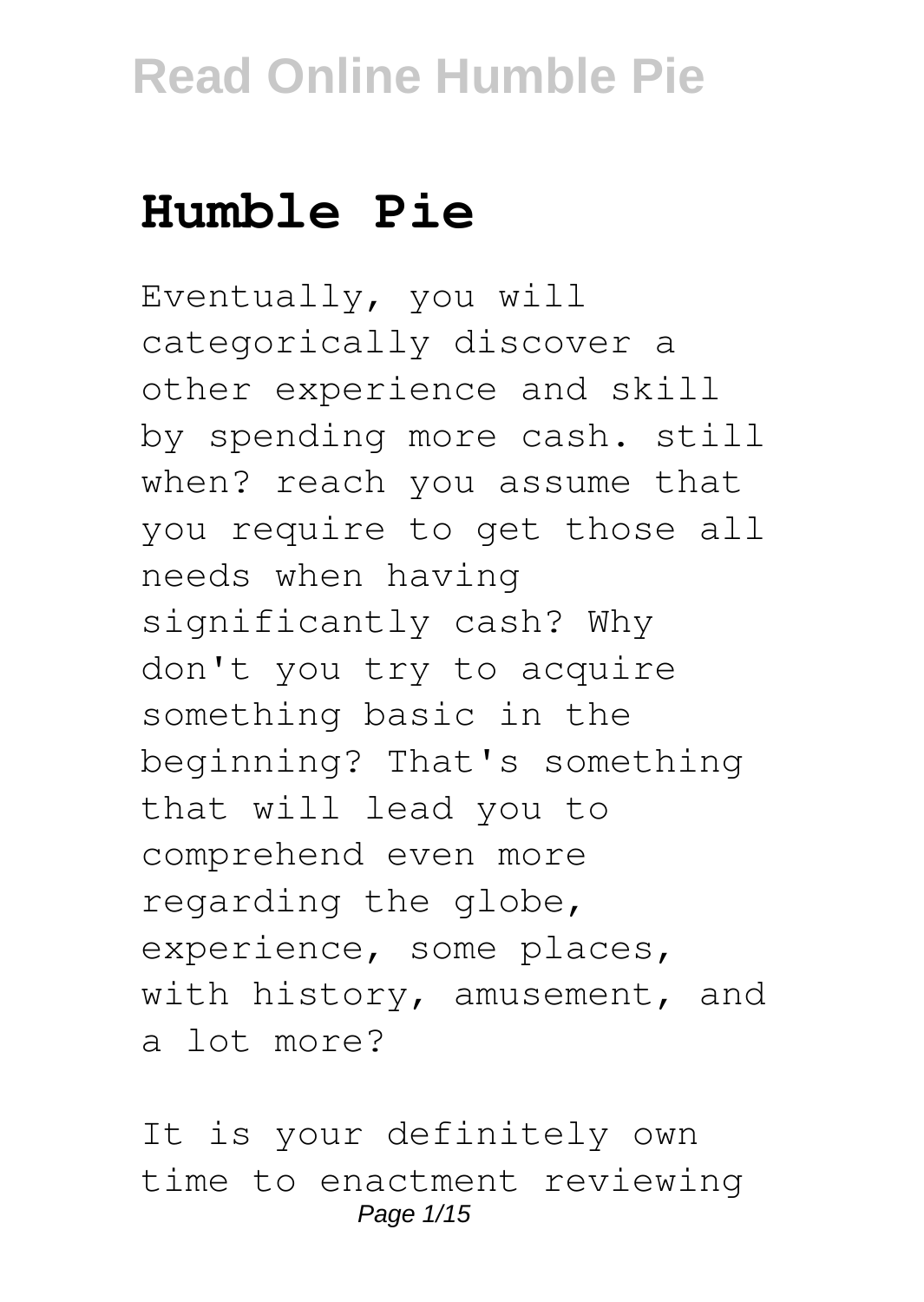# Humble Pie

Eventually, you will categorically discover a other experience and skill by spending more cash. still when? reach you assume that you require to get those all needs when having significantly cash? Why don't you try to acquire something basic in the beginning? That's something that will lead you to comprehend even more regarding the globe, experience, some places, with history, amusement, and a lot more?

It is your definitely own time to enactment reviewing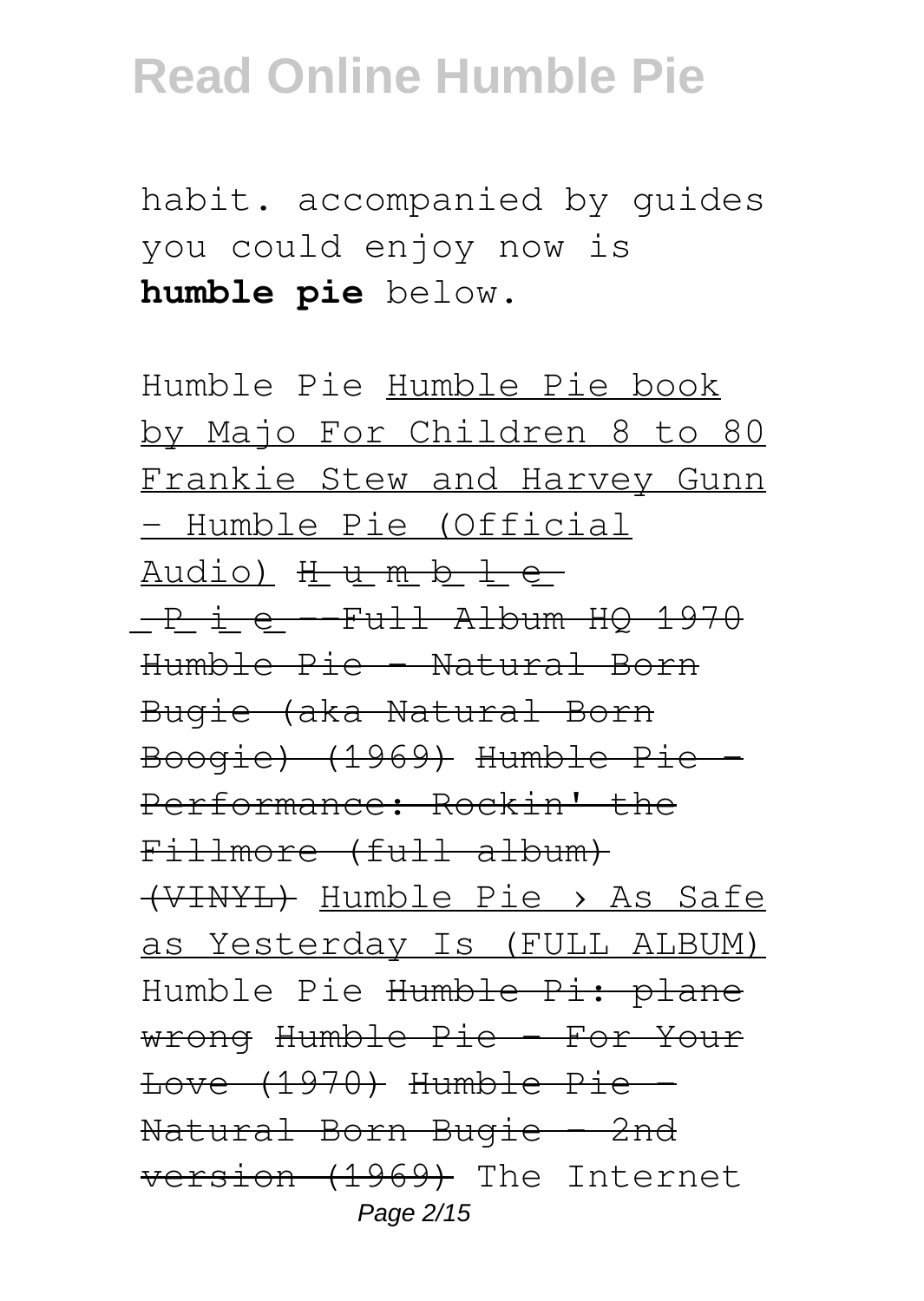habit. accompanied by guides you could enjoy now is **humble pie** below.

Humble Pie Humble Pie book by Majo For Children 8 to 80 Frankie Stew and Harvey Gunn - Humble Pie (Official Audio) H u m b l e  P i e --Full Album HQ 1970 Humble Pie - Natural Born Bugie (aka Natural Born Boogie) (1969) Humble Pie - Performance: Rockin' the Fillmore (full album) (VINYL) Humble Pie › As Safe as Yesterday Is (FULL ALBUM) Humble Pie Humble Pi: plane wrong Humble Pie - For Your Love (1970) Humble Pie - Natural Born Bugie - 2nd version (1969) The Internet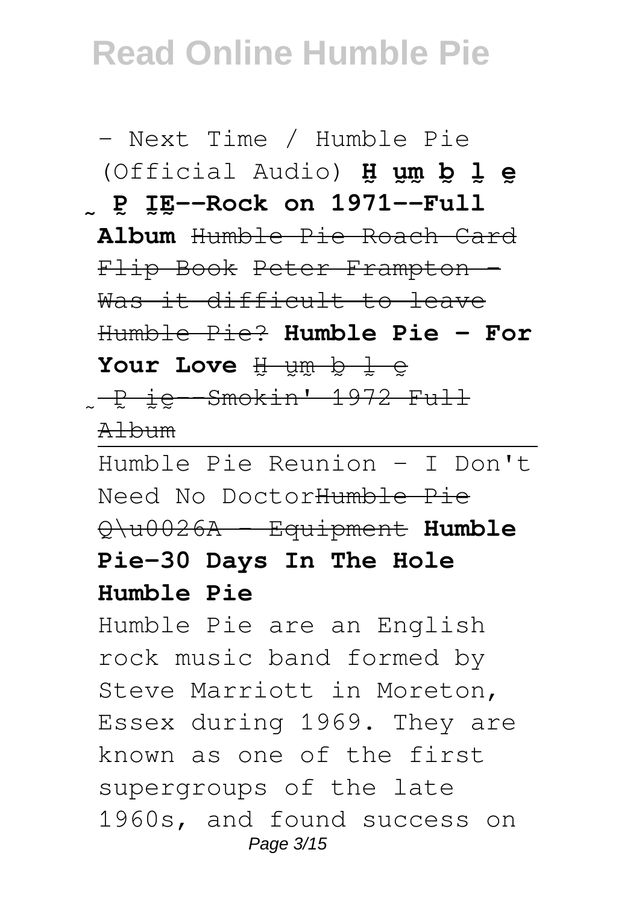- Next Time / Humble Pie (Official Audio) **H̰ ṵm̰ ḇ ḻ ḛ ˷ P̰ ḬḚ--Rock on 1971--Full Album** ~~Humble Pie Roach Card Flip Book~~ ~~Peter Frampton - Was it difficult to leave Humble Pie?~~ **Humble Pie - For Your Love** ~~H̰ ṵm̰ ḇ ḻ ḛ ˷ P̰ i̱ḛ--Smokin' 1972 Full Album~~

---

Humble Pie Reunion - I Don't Need No Doctor~~Humble Pie Q\u0026A - Equipment~~ **Humble Pie-30 Days In The Hole**

**Humble Pie**

Humble Pie are an English rock music band formed by Steve Marriott in Moreton, Essex during 1969. They are known as one of the first supergroups of the late 1960s, and found success on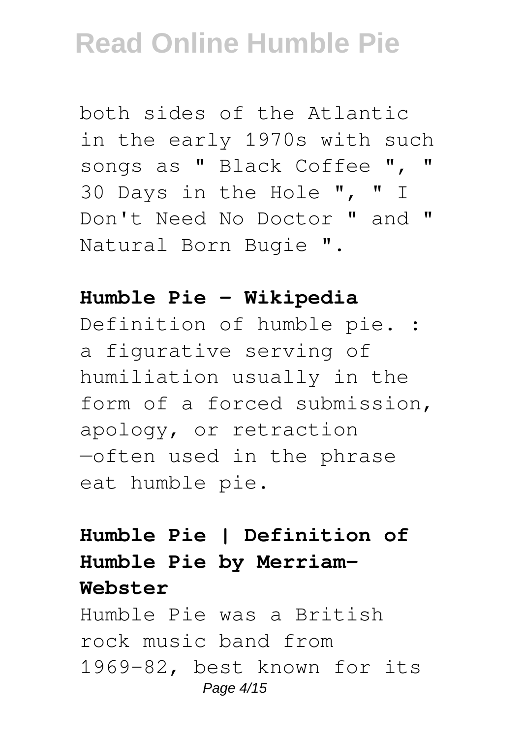both sides of the Atlantic in the early 1970s with such songs as " Black Coffee ", " 30 Days in the Hole ", " I Don't Need No Doctor " and " Natural Born Bugie ".

**Humble Pie - Wikipedia**

Definition of humble pie. : a figurative serving of humiliation usually in the form of a forced submission, apology, or retraction —often used in the phrase eat humble pie.

**Humble Pie | Definition of Humble Pie by Merriam-Webster**

Humble Pie was a British rock music band from 1969-82, best known for its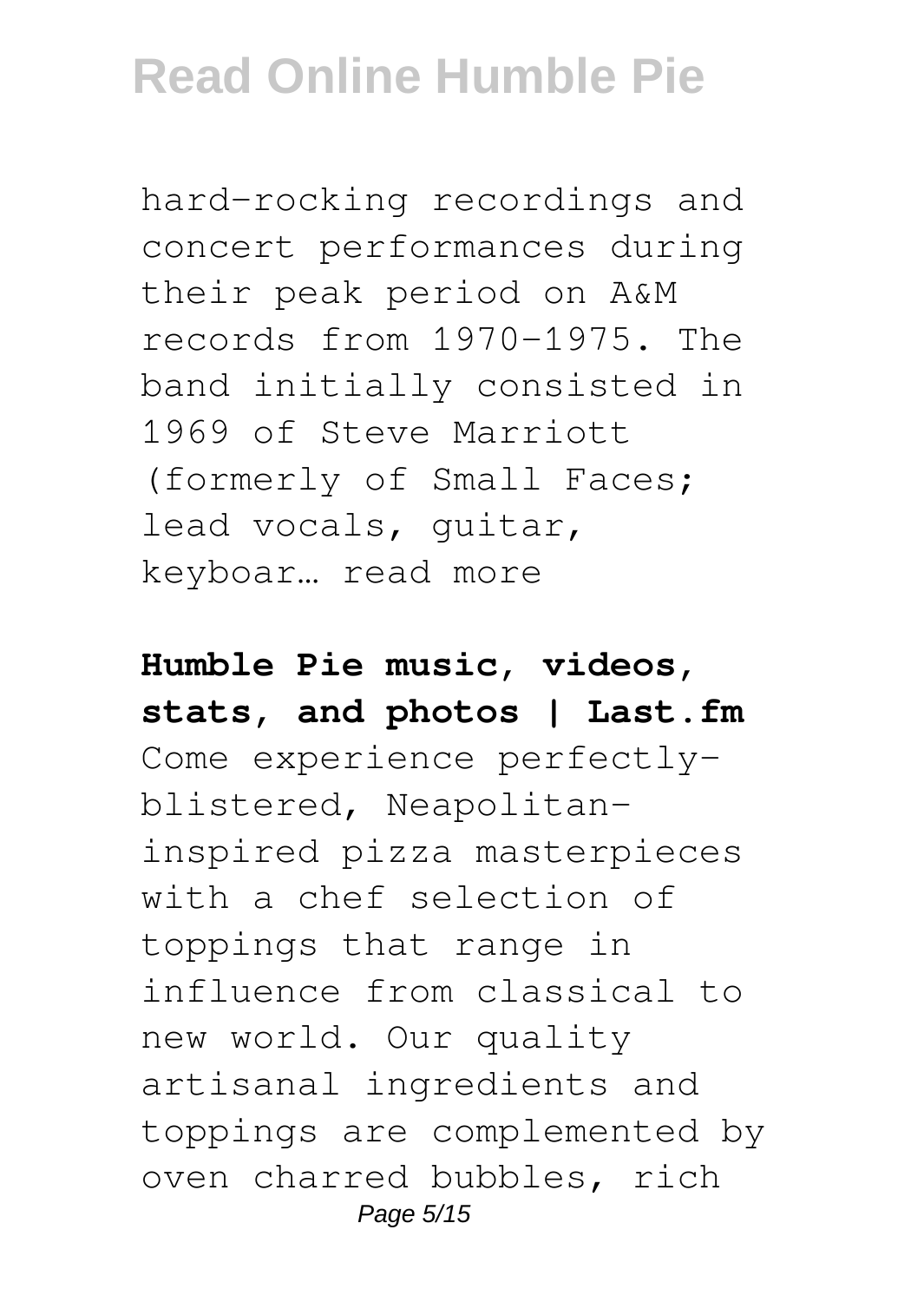hard-rocking recordings and concert performances during their peak period on A&M records from 1970-1975. The band initially consisted in 1969 of Steve Marriott (formerly of Small Faces; lead vocals, guitar, keyboar… read more

**Humble Pie music, videos, stats, and photos | Last.fm**

Come experience perfectly-blistered, Neapolitan-inspired pizza masterpieces with a chef selection of toppings that range in influence from classical to new world. Our quality artisanal ingredients and toppings are complemented by oven charred bubbles, rich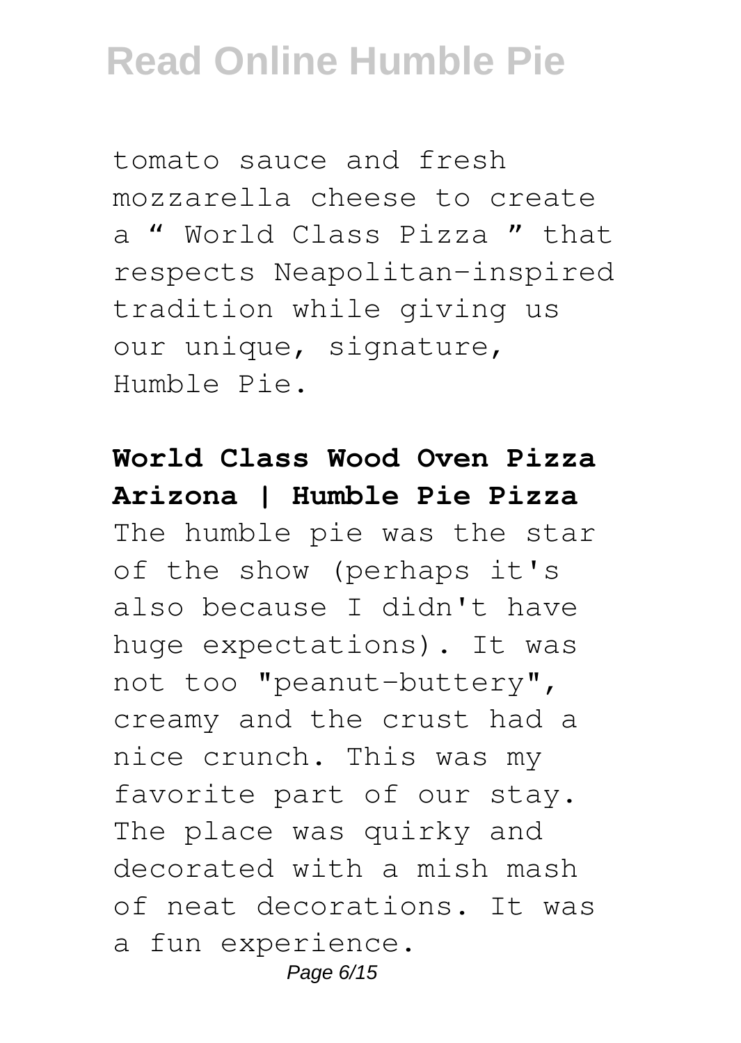tomato sauce and fresh mozzarella cheese to create a " World Class Pizza " that respects Neapolitan-inspired tradition while giving us our unique, signature, Humble Pie.

**World Class Wood Oven Pizza Arizona | Humble Pie Pizza**

The humble pie was the star of the show (perhaps it's also because I didn't have huge expectations). It was not too "peanut-buttery", creamy and the crust had a nice crunch. This was my favorite part of our stay. The place was quirky and decorated with a mish mash of neat decorations. It was a fun experience.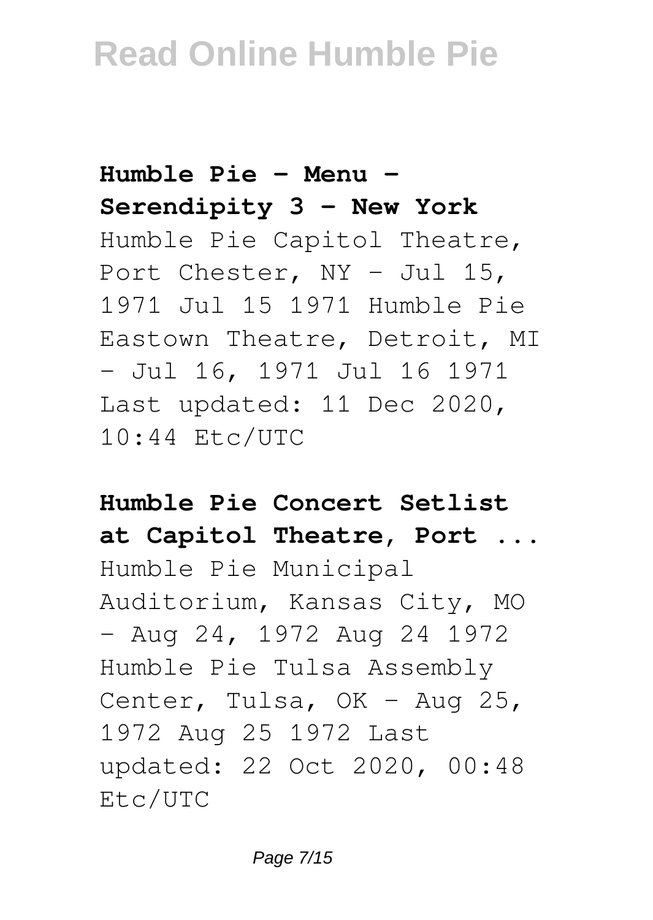**Humble Pie - Menu - Serendipity 3 - New York**

Humble Pie Capitol Theatre, Port Chester, NY - Jul 15, 1971 Jul 15 1971 Humble Pie Eastown Theatre, Detroit, MI - Jul 16, 1971 Jul 16 1971 Last updated: 11 Dec 2020, 10:44 Etc/UTC

**Humble Pie Concert Setlist at Capitol Theatre, Port ...**

Humble Pie Municipal Auditorium, Kansas City, MO - Aug 24, 1972 Aug 24 1972 Humble Pie Tulsa Assembly Center, Tulsa, OK - Aug 25, 1972 Aug 25 1972 Last updated: 22 Oct 2020, 00:48 Etc/UTC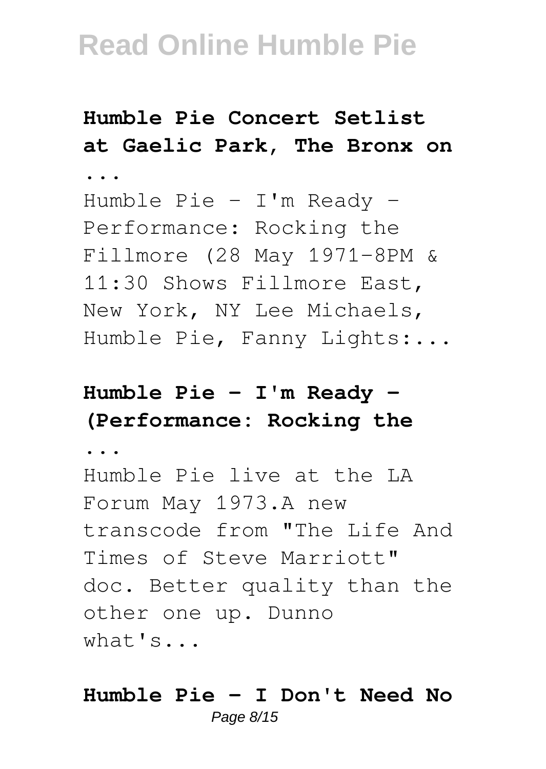## Humble Pie Concert Setlist at Gaelic Park, The Bronx on ...

Humble Pie - I'm Ready - Performance: Rocking the Fillmore (28 May 1971-8PM & 11:30 Shows Fillmore East, New York, NY Lee Michaels, Humble Pie, Fanny Lights:...

## Humble Pie - I'm Ready - (Performance: Rocking the ...

Humble Pie live at the LA Forum May 1973.A new transcode from "The Life And Times of Steve Marriott" doc. Better quality than the other one up. Dunno what's...

## Humble Pie - I Don't Need No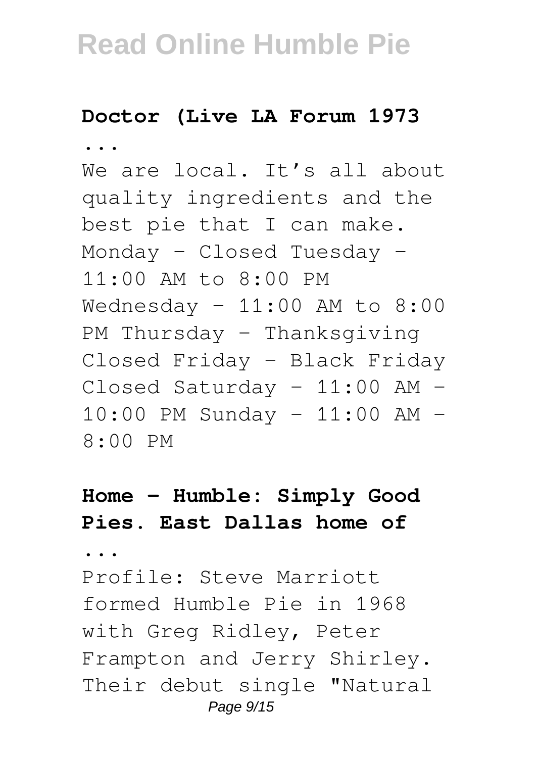**Doctor (Live LA Forum 1973 ...**

We are local. It's all about quality ingredients and the best pie that I can make. Monday – Closed Tuesday – 11:00 AM to 8:00 PM Wednesday – 11:00 AM to 8:00 PM Thursday – Thanksgiving Closed Friday – Black Friday Closed Saturday – 11:00 AM – 10:00 PM Sunday – 11:00 AM – 8:00 PM

**Home - Humble: Simply Good Pies. East Dallas home of ...**

Profile: Steve Marriott formed Humble Pie in 1968 with Greg Ridley, Peter Frampton and Jerry Shirley. Their debut single "Natural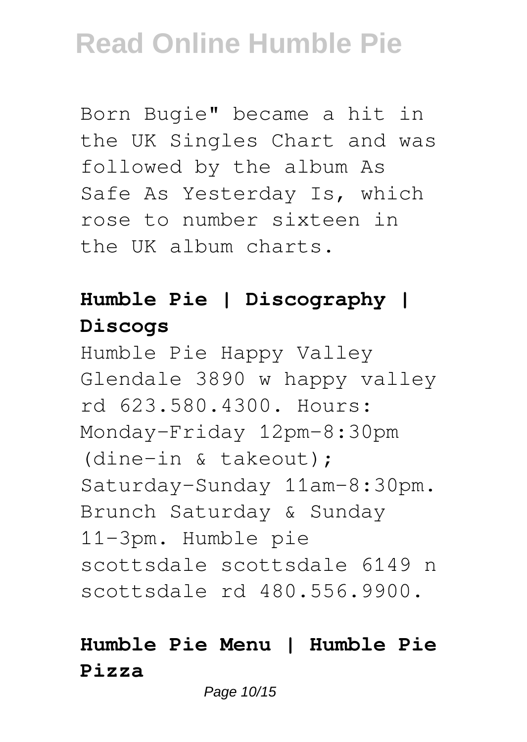Born Bugie" became a hit in the UK Singles Chart and was followed by the album As Safe As Yesterday Is, which rose to number sixteen in the UK album charts.

### Humble Pie | Discography | Discogs

Humble Pie Happy Valley Glendale 3890 w happy valley rd 623.580.4300. Hours: Monday-Friday 12pm-8:30pm (dine-in & takeout); Saturday-Sunday 11am-8:30pm. Brunch Saturday & Sunday 11-3pm. Humble pie scottsdale scottsdale 6149 n scottsdale rd 480.556.9900.

### Humble Pie Menu | Humble Pie Pizza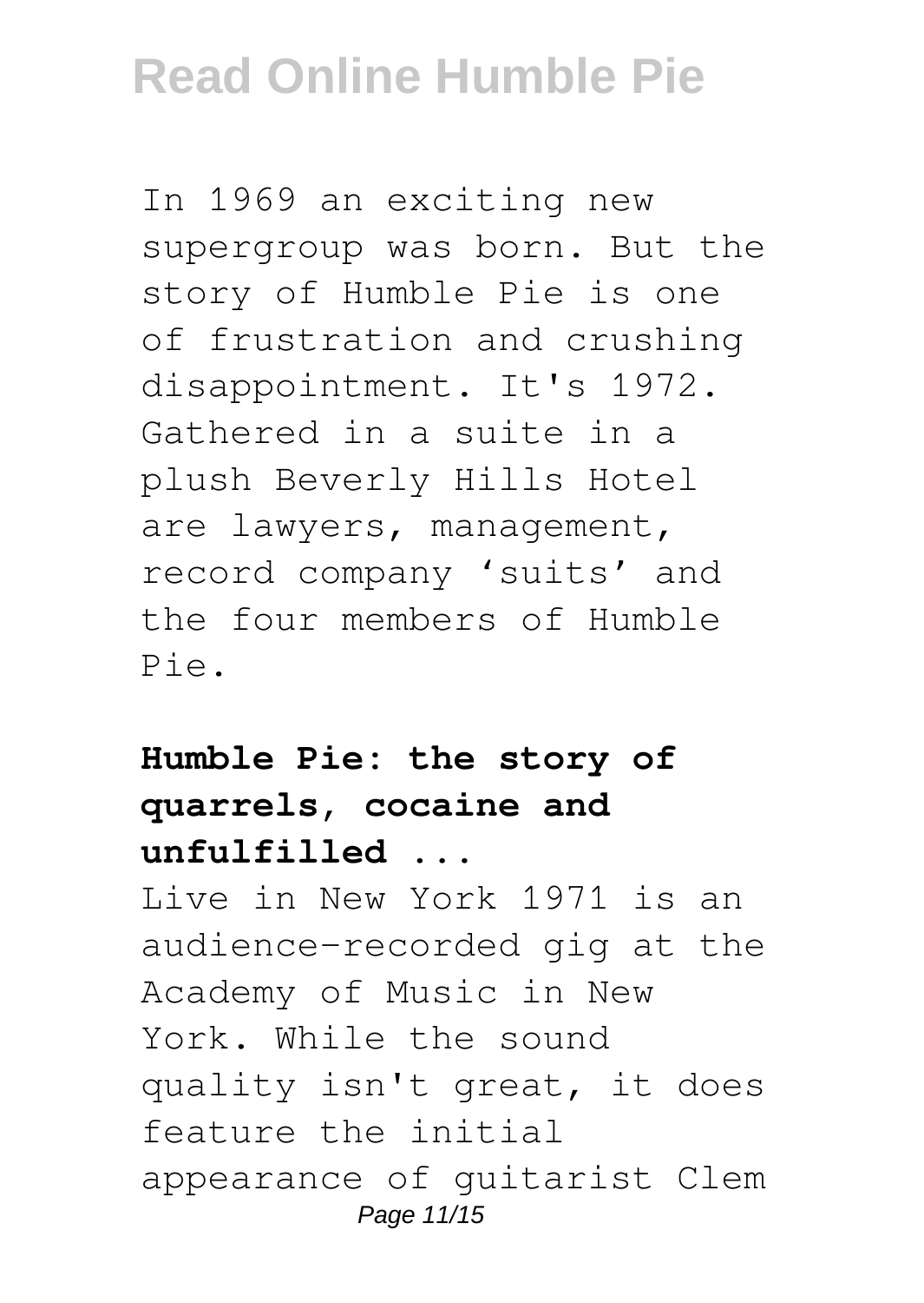In 1969 an exciting new supergroup was born. But the story of Humble Pie is one of frustration and crushing disappointment. It's 1972. Gathered in a suite in a plush Beverly Hills Hotel are lawyers, management, record company 'suits' and the four members of Humble Pie.

**Humble Pie: the story of quarrels, cocaine and unfulfilled ...**

Live in New York 1971 is an audience-recorded gig at the Academy of Music in New York. While the sound quality isn't great, it does feature the initial appearance of guitarist Clem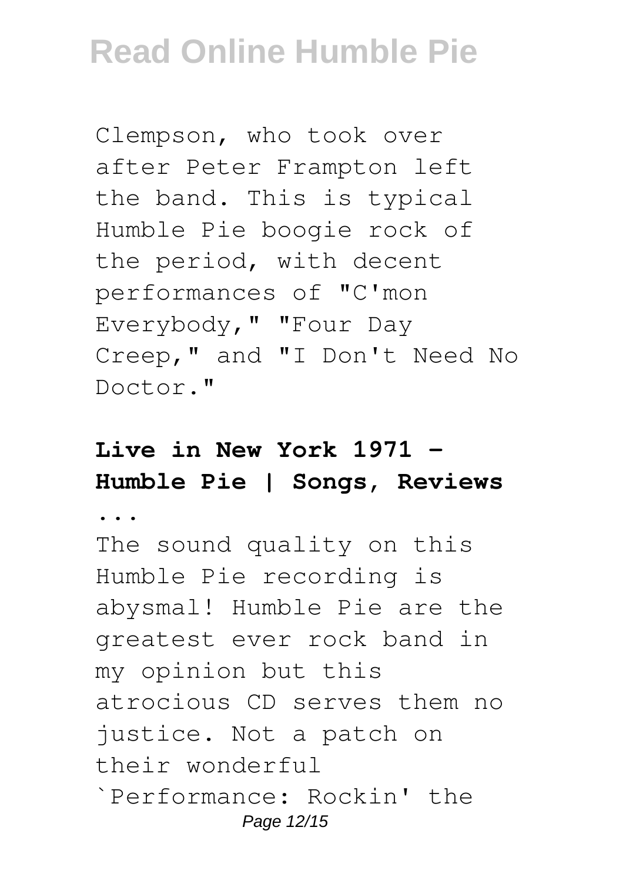Clempson, who took over after Peter Frampton left the band. This is typical Humble Pie boogie rock of the period, with decent performances of "C'mon Everybody," "Four Day Creep," and "I Don't Need No Doctor."

**Live in New York 1971 - Humble Pie | Songs, Reviews ...**

The sound quality on this Humble Pie recording is abysmal! Humble Pie are the greatest ever rock band in my opinion but this atrocious CD serves them no justice. Not a patch on their wonderful `Performance: Rockin' the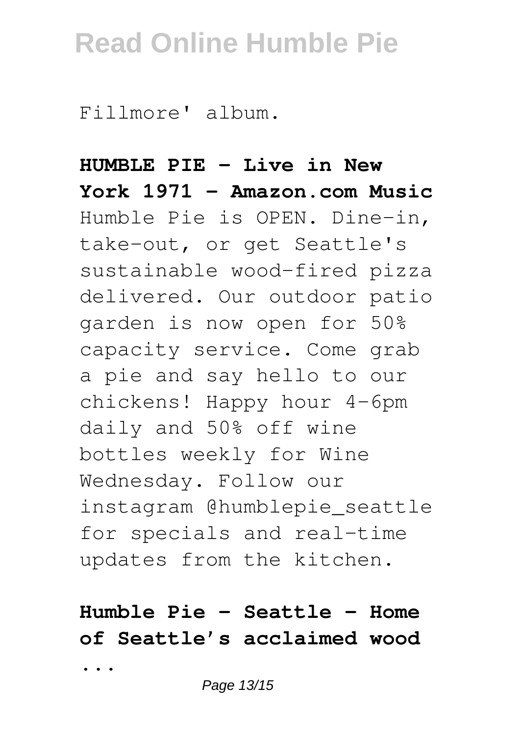Fillmore' album.

**HUMBLE PIE - Live in New York 1971 - Amazon.com Music**

Humble Pie is OPEN. Dine-in, take-out, or get Seattle's sustainable wood-fired pizza delivered. Our outdoor patio garden is now open for 50% capacity service. Come grab a pie and say hello to our chickens! Happy hour 4-6pm daily and 50% off wine bottles weekly for Wine Wednesday. Follow our instagram @humblepie_seattle for specials and real-time updates from the kitchen.

**Humble Pie - Seattle - Home of Seattle's acclaimed wood ...**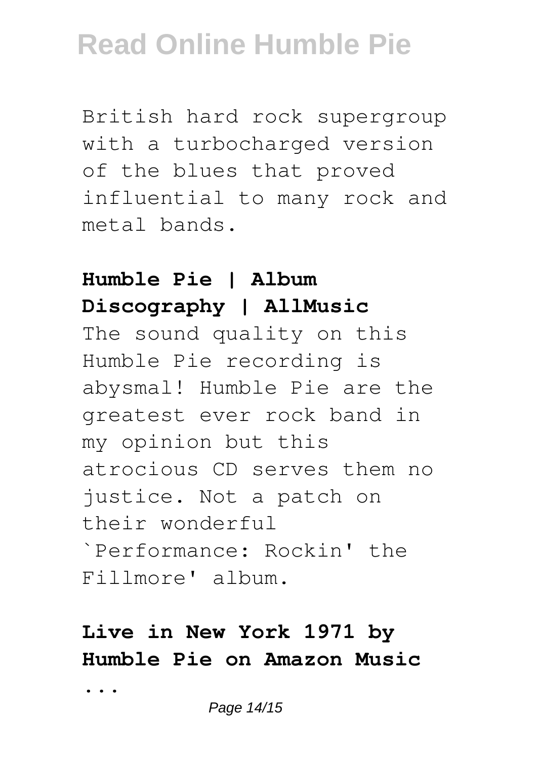British hard rock supergroup with a turbocharged version of the blues that proved influential to many rock and metal bands.

**Humble Pie | Album Discography | AllMusic**

The sound quality on this Humble Pie recording is abysmal! Humble Pie are the greatest ever rock band in my opinion but this atrocious CD serves them no justice. Not a patch on their wonderful `Performance: Rockin' the Fillmore' album.

**Live in New York 1971 by Humble Pie on Amazon Music ...**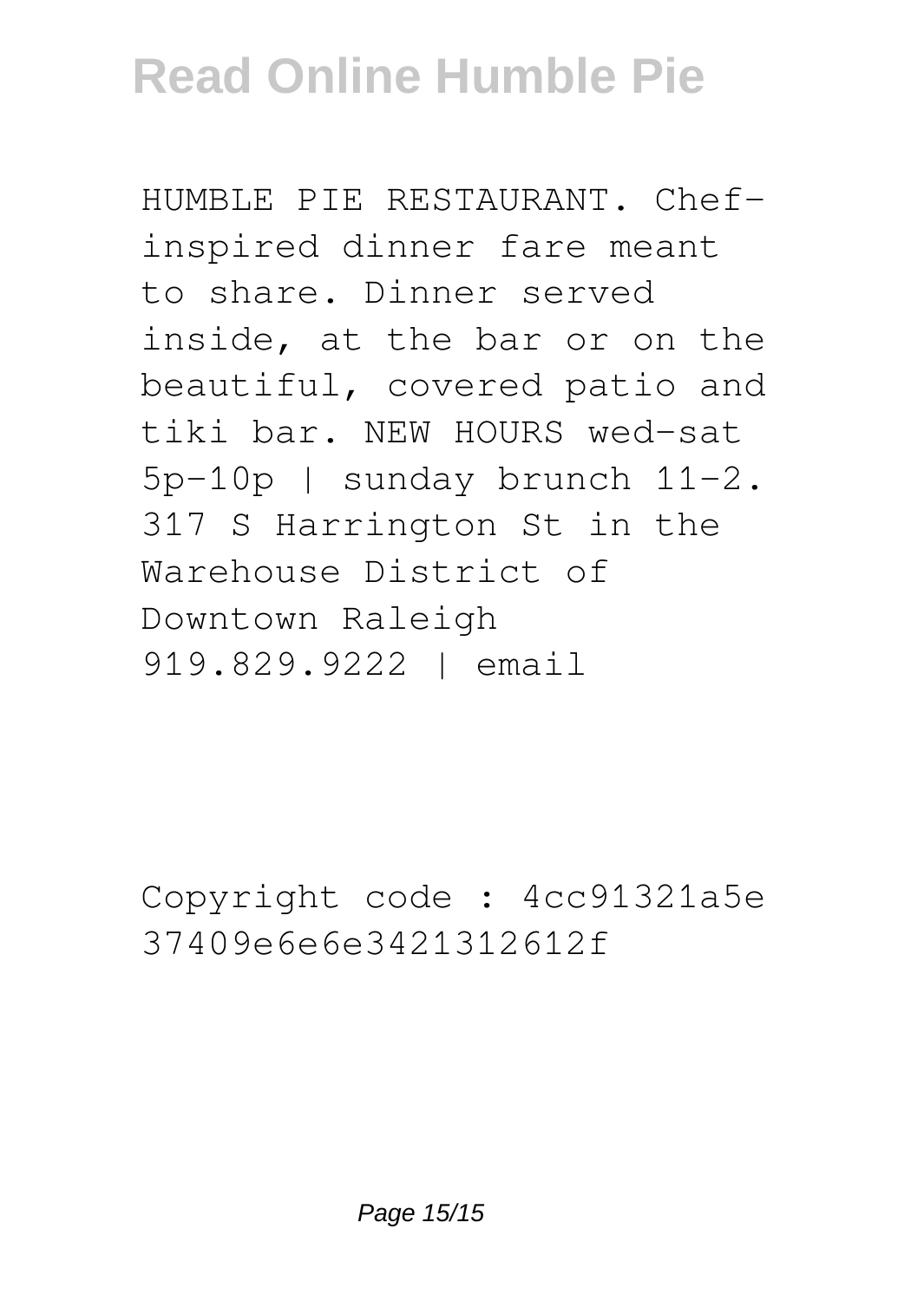HUMBLE PIE RESTAURANT. Chef-inspired dinner fare meant to share. Dinner served inside, at the bar or on the beautiful, covered patio and tiki bar. NEW HOURS wed-sat 5p-10p | sunday brunch 11-2. 317 S Harrington St in the Warehouse District of Downtown Raleigh 919.829.9222 | email

Copyright code : 4cc91321a5e37409e6e6e3421312612f